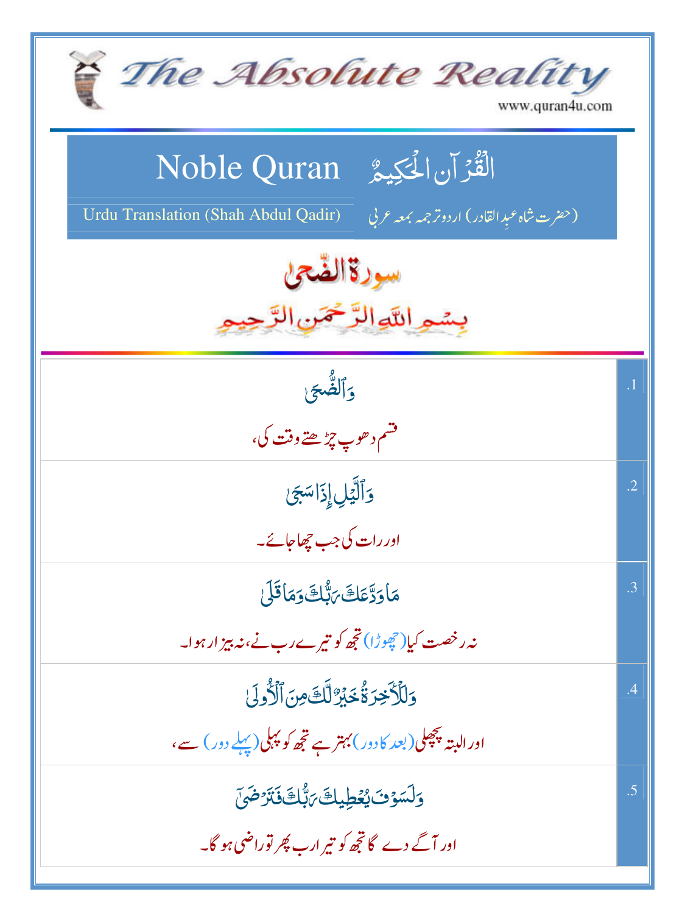# The Absolute Reality

www.quran4u.com

## Noble Quran — الْقُرْآنُ الْحَكِيمُ

Urdu Translation (Shah Abdul Qadir) — (حضرت شاہ عبدِالقادر) اردو ترجمہ بمعہ عربی

## سورۃ الضحیٰ

بِسْمِ اللّٰهِ الرَّحْمٰنِ الرَّحِيمِ

| | |
|---|---|
| وَٱلضُّحَىٰ<br>قسم دھوپ چڑھتے وقت کی، | .1 |
| وَٱلَّيۡلِ إِذَا سَجَىٰ<br>اور رات کی جب چھا جائے۔ | .2 |
| مَا وَدَّعَكَ رَبُّكَ وَمَا قَلَىٰ<br>نہ رخصت کیا (چھوڑا) تجھ کو تیرے رب نے، نہ بیزار ہوا۔ | .3 |
| وَلَلۡأٓخِرَةُ خَيۡرٌ لَّكَ مِنَ ٱلۡأُولَىٰ<br>اور البتہ پچھلی (بعد کا دور) بہتر ہے تجھ کو پہلی (پہلے دور) سے، | .4 |
| وَلَسَوۡفَ يُعۡطِيكَ رَبُّكَ فَتَرۡضَىٰٓ<br>اور آگے دے گا تجھ کو تیرا رب پھر تو راضی ہو گا۔ | .5 |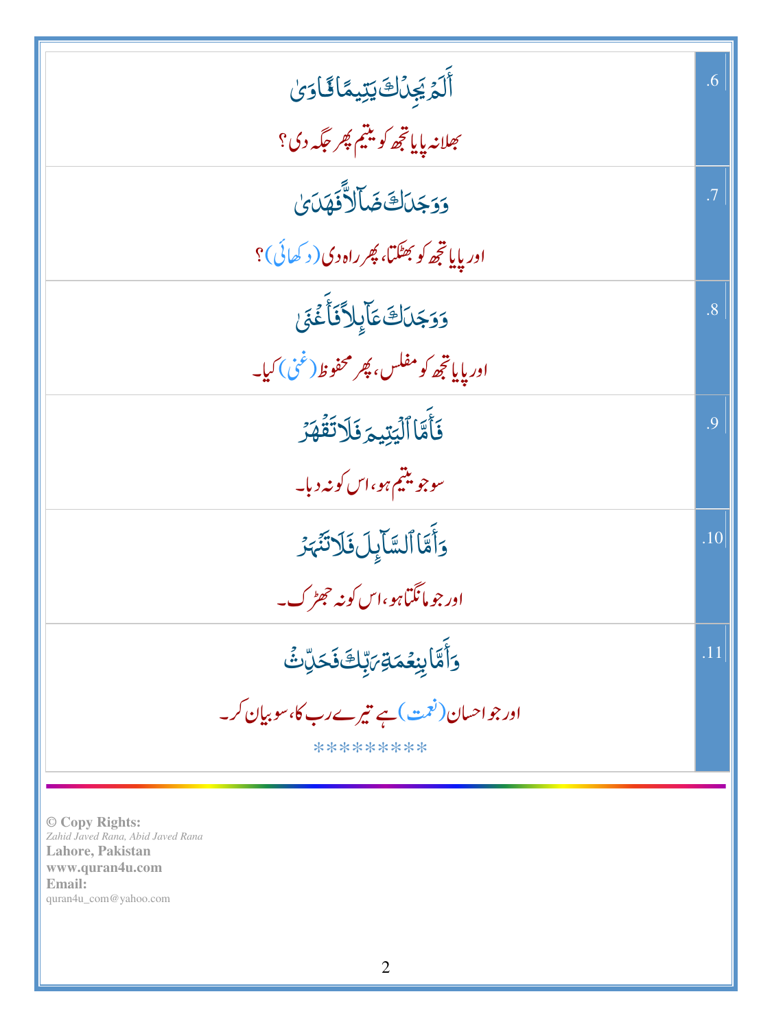| | |
|---|---|
| أَلَمْ يَجِدْكَ يَتِيمًا فَآوَىٰ<br>بھلا نہ پایا تجھ کو یتیم پھر جگہ دی؟ | .6 |
| وَوَجَدَكَ ضَالًّا فَهَدَىٰ<br>اور پایا تجھ کو بھٹکتا، پھر راہ دی (دکھائی)؟ | .7 |
| وَوَجَدَكَ عَائِلًا فَأَغْنَىٰ<br>اور پایا تجھ کو مفلس، پھر محفوظ (غنی) کیا۔ | .8 |
| فَأَمَّا الْيَتِيمَ فَلَا تَقْهَرْ<br>سو جو یتیم ہو، اس کو نہ دبا۔ | .9 |
| وَأَمَّا السَّائِلَ فَلَا تَنْهَرْ<br>اور جو مانگتا ہو، اس کو نہ جھڑک۔ | .10 |
| وَأَمَّا بِنِعْمَةِ رَبِّكَ فَحَدِّثْ<br>اور جو احسان (نعمت) ہے تیرے رب کا، سو بیان کر۔<br>********* | .11 |

**© Copy Rights:**
*Zahid Javed Rana, Abid Javed Rana*
**Lahore, Pakistan**
**www.quran4u.com**
**Email:**
quran4u_com@yahoo.com